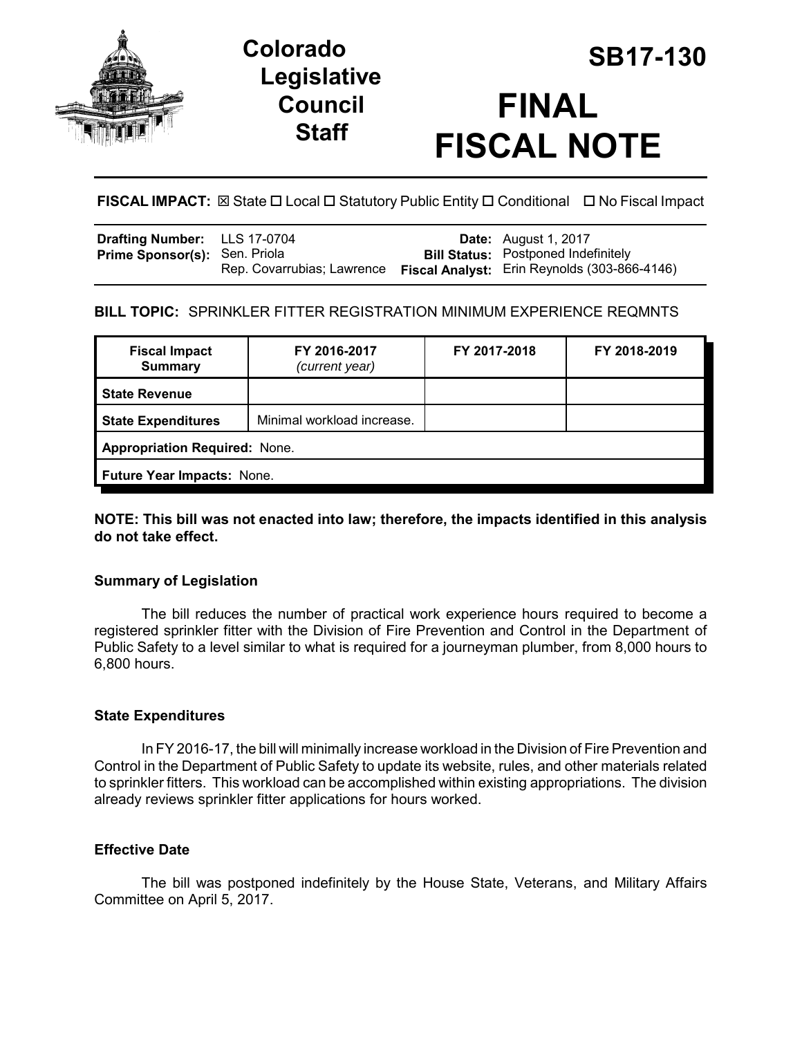# Colorado Legislative Council Staff

# SB17-130

# FINAL FISCAL NOTE

**FISCAL IMPACT:** ☒ State ☐ Local ☐ Statutory Public Entity ☐ Conditional ☐ No Fiscal Impact

| | | | |
|---|---|---|---|
| **Drafting Number:** | LLS 17-0704 | **Date:** | August 1, 2017 |
| **Prime Sponsor(s):** | Sen. Priola<br>Rep. Covarrubias; Lawrence | **Bill Status:** | Postponed Indefinitely |
| | | **Fiscal Analyst:** | Erin Reynolds (303-866-4146) |

**BILL TOPIC:** SPRINKLER FITTER REGISTRATION MINIMUM EXPERIENCE REQMNTS

| Fiscal Impact Summary | FY 2016-2017 *(current year)* | FY 2017-2018 | FY 2018-2019 |
|---|---|---|---|
| **State Revenue** | | | |
| **State Expenditures** | Minimal workload increase. | | |
| **Appropriation Required:** None. | | | |
| **Future Year Impacts:** None. | | | |

**NOTE: This bill was not enacted into law; therefore, the impacts identified in this analysis do not take effect.**

### Summary of Legislation

The bill reduces the number of practical work experience hours required to become a registered sprinkler fitter with the Division of Fire Prevention and Control in the Department of Public Safety to a level similar to what is required for a journeyman plumber, from 8,000 hours to 6,800 hours.

### State Expenditures

In FY 2016-17, the bill will minimally increase workload in the Division of Fire Prevention and Control in the Department of Public Safety to update its website, rules, and other materials related to sprinkler fitters. This workload can be accomplished within existing appropriations. The division already reviews sprinkler fitter applications for hours worked.

### Effective Date

The bill was postponed indefinitely by the House State, Veterans, and Military Affairs Committee on April 5, 2017.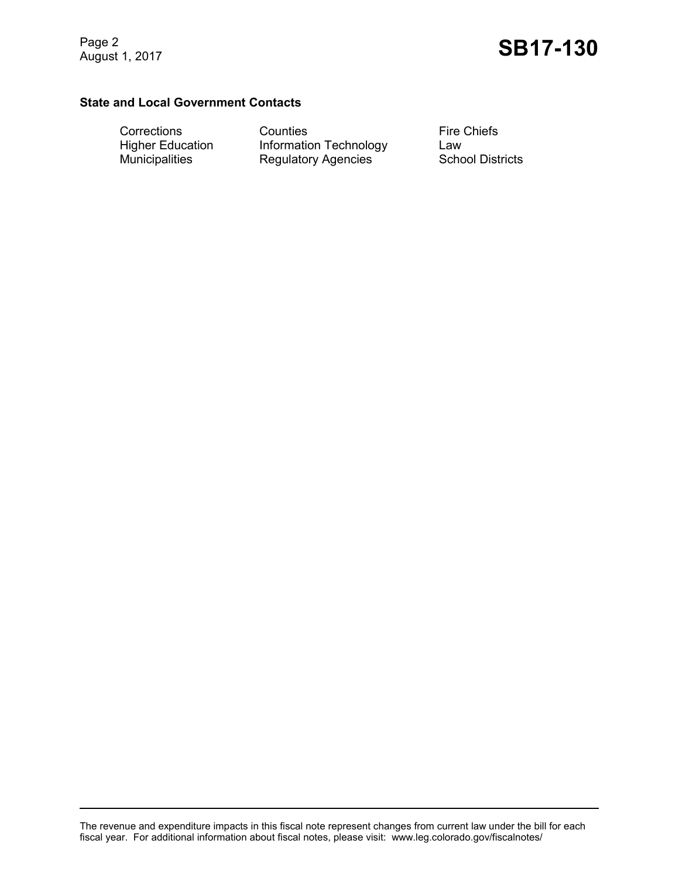### State and Local Government Contacts

| | | |
|---|---|---|
| Corrections | Counties | Fire Chiefs |
| Higher Education | Information Technology | Law |
| Municipalities | Regulatory Agencies | School Districts |

The revenue and expenditure impacts in this fiscal note represent changes from current law under the bill for each fiscal year. For additional information about fiscal notes, please visit: www.leg.colorado.gov/fiscalnotes/